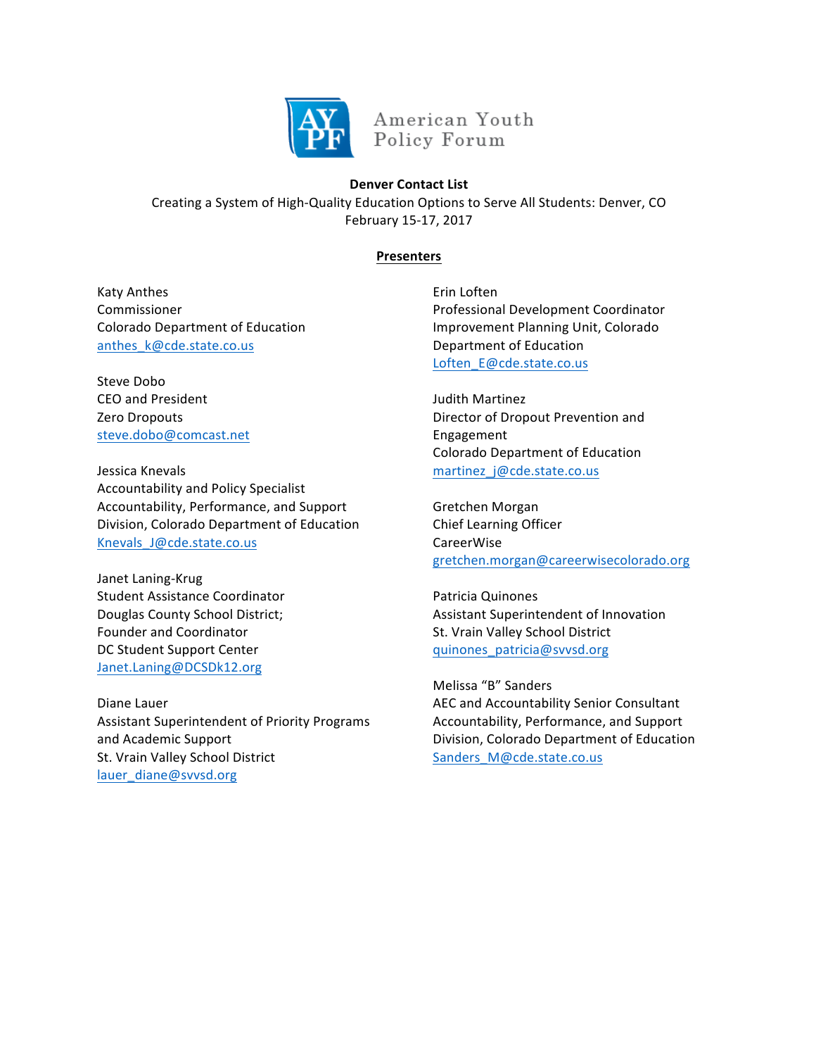American Youth Policy Forum

**Denver Contact List**

Creating a System of High-Quality Education Options to Serve All Students: Denver, CO

February 15-17, 2017

## Presenters

Katy Anthes
Commissioner
Colorado Department of Education
anthes_k@cde.state.co.us

Steve Dobo
CEO and President
Zero Dropouts
steve.dobo@comcast.net

Jessica Knevals
Accountability and Policy Specialist
Accountability, Performance, and Support Division, Colorado Department of Education
Knevals_J@cde.state.co.us

Janet Laning-Krug
Student Assistance Coordinator
Douglas County School District;
Founder and Coordinator
DC Student Support Center
Janet.Laning@DCSDk12.org

Diane Lauer
Assistant Superintendent of Priority Programs and Academic Support
St. Vrain Valley School District
lauer_diane@svvsd.org

Erin Loften
Professional Development Coordinator
Improvement Planning Unit, Colorado Department of Education
Loften_E@cde.state.co.us

Judith Martinez
Director of Dropout Prevention and Engagement
Colorado Department of Education
martinez_j@cde.state.co.us

Gretchen Morgan
Chief Learning Officer
CareerWise
gretchen.morgan@careerwisecolorado.org

Patricia Quinones
Assistant Superintendent of Innovation
St. Vrain Valley School District
quinones_patricia@svvsd.org

Melissa "B" Sanders
AEC and Accountability Senior Consultant
Accountability, Performance, and Support Division, Colorado Department of Education
Sanders_M@cde.state.co.us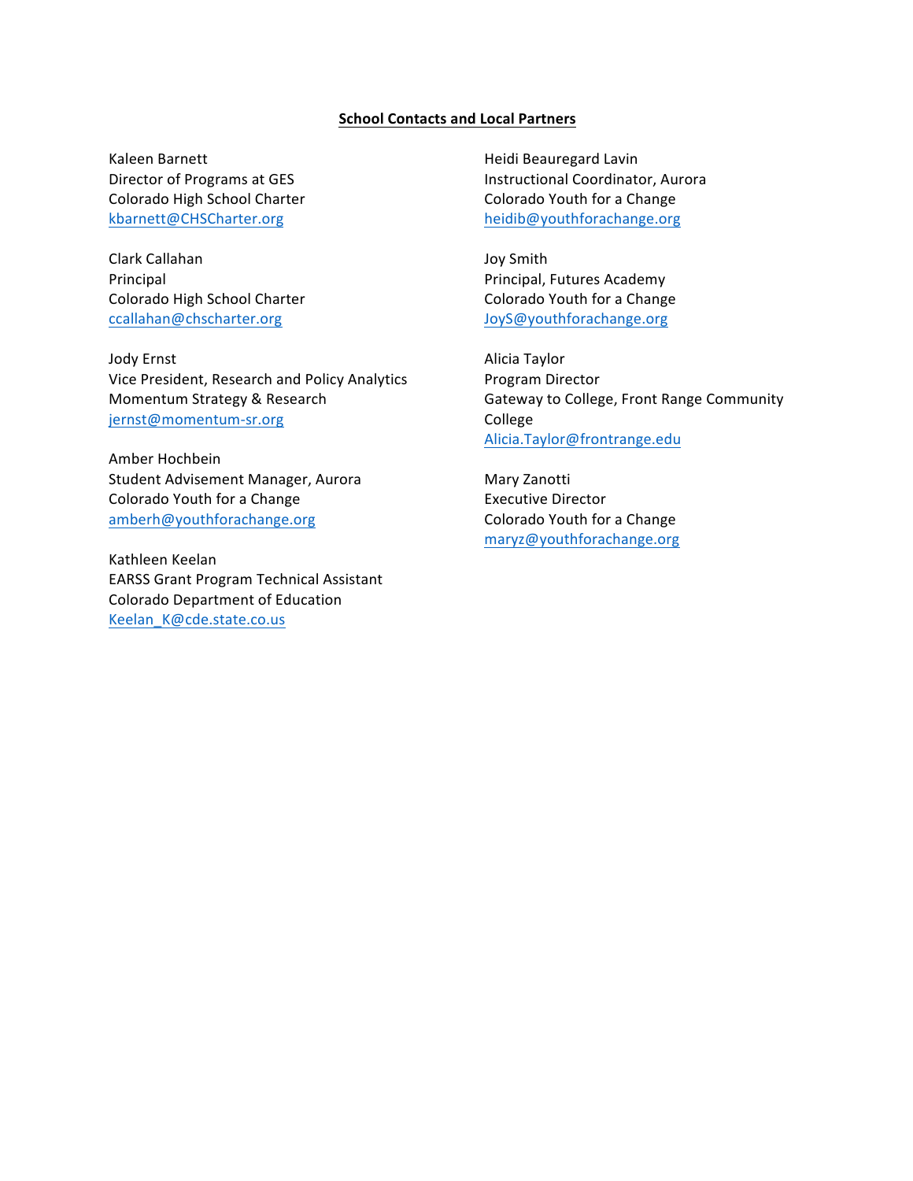**School Contacts and Local Partners**

Kaleen Barnett
Director of Programs at GES
Colorado High School Charter
kbarnett@CHSCharter.org

Clark Callahan
Principal
Colorado High School Charter
ccallahan@chscharter.org

Jody Ernst
Vice President, Research and Policy Analytics
Momentum Strategy & Research
jernst@momentum-sr.org

Amber Hochbein
Student Advisement Manager, Aurora
Colorado Youth for a Change
amberh@youthforachange.org

Kathleen Keelan
EARSS Grant Program Technical Assistant
Colorado Department of Education
Keelan_K@cde.state.co.us

Heidi Beauregard Lavin
Instructional Coordinator, Aurora
Colorado Youth for a Change
heidib@youthforachange.org

Joy Smith
Principal, Futures Academy
Colorado Youth for a Change
JoyS@youthforachange.org

Alicia Taylor
Program Director
Gateway to College, Front Range Community College
Alicia.Taylor@frontrange.edu

Mary Zanotti
Executive Director
Colorado Youth for a Change
maryz@youthforachange.org